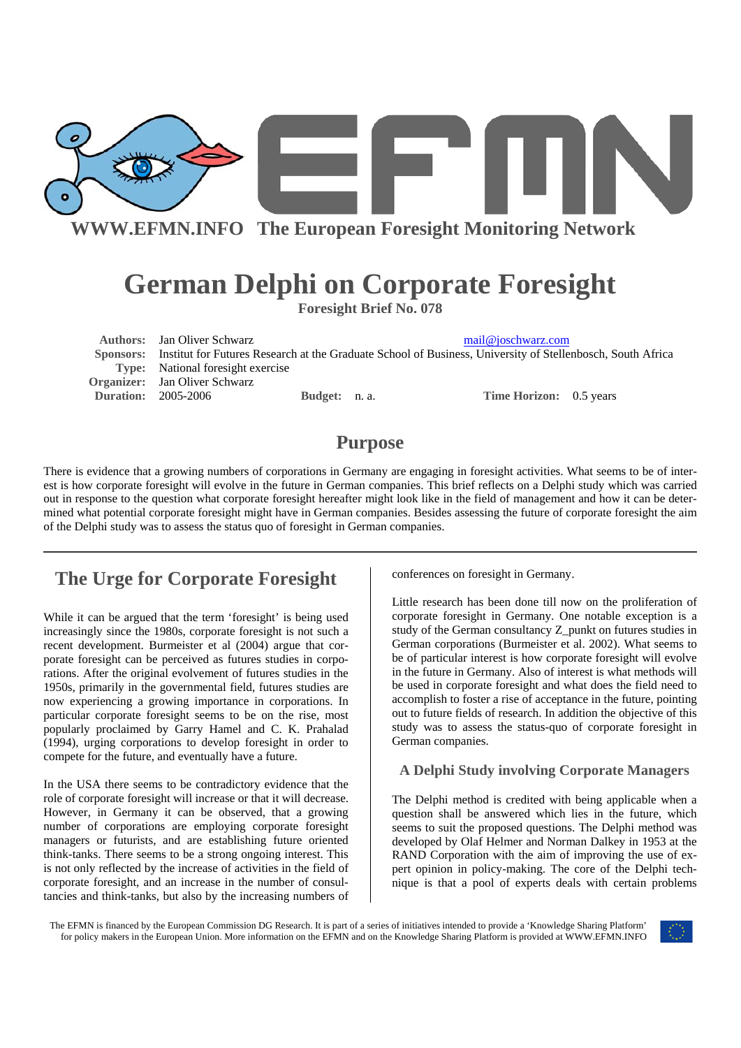WWW.EFMN.INFO The European Foresight Monitoring Network

# German Delphi on Corporate Foresight

**Foresight Brief No. 078**

**Authors:** Jan Oliver Schwarz mail@joschwarz.com
**Sponsors:** Institut for Futures Research at the Graduate School of Business, University of Stellenbosch, South Africa
**Type:** National foresight exercise
**Organizer:** Jan Oliver Schwarz
**Duration:** 2005-2006 **Budget:** n. a. **Time Horizon:** 0.5 years

## Purpose

There is evidence that a growing numbers of corporations in Germany are engaging in foresight activities. What seems to be of interest is how corporate foresight will evolve in the future in German companies. This brief reflects on a Delphi study which was carried out in response to the question what corporate foresight hereafter might look like in the field of management and how it can be determined what potential corporate foresight might have in German companies. Besides assessing the future of corporate foresight the aim of the Delphi study was to assess the status quo of foresight in German companies.

## The Urge for Corporate Foresight

While it can be argued that the term 'foresight' is being used increasingly since the 1980s, corporate foresight is not such a recent development. Burmeister et al (2004) argue that corporate foresight can be perceived as futures studies in corporations. After the original evolvement of futures studies in the 1950s, primarily in the governmental field, futures studies are now experiencing a growing importance in corporations. In particular corporate foresight seems to be on the rise, most popularly proclaimed by Garry Hamel and C. K. Prahalad (1994), urging corporations to develop foresight in order to compete for the future, and eventually have a future.

In the USA there seems to be contradictory evidence that the role of corporate foresight will increase or that it will decrease. However, in Germany it can be observed, that a growing number of corporations are employing corporate foresight managers or futurists, and are establishing future oriented think-tanks. There seems to be a strong ongoing interest. This is not only reflected by the increase of activities in the field of corporate foresight, and an increase in the number of consultancies and think-tanks, but also by the increasing numbers of conferences on foresight in Germany.

Little research has been done till now on the proliferation of corporate foresight in Germany. One notable exception is a study of the German consultancy Z_punkt on futures studies in German corporations (Burmeister et al. 2002). What seems to be of particular interest is how corporate foresight will evolve in the future in Germany. Also of interest is what methods will be used in corporate foresight and what does the field need to accomplish to foster a rise of acceptance in the future, pointing out to future fields of research. In addition the objective of this study was to assess the status-quo of corporate foresight in German companies.

### A Delphi Study involving Corporate Managers

The Delphi method is credited with being applicable when a question shall be answered which lies in the future, which seems to suit the proposed questions. The Delphi method was developed by Olaf Helmer and Norman Dalkey in 1953 at the RAND Corporation with the aim of improving the use of expert opinion in policy-making. The core of the Delphi technique is that a pool of experts deals with certain problems

The EFMN is financed by the European Commission DG Research. It is part of a series of initiatives intended to provide a 'Knowledge Sharing Platform' for policy makers in the European Union. More information on the EFMN and on the Knowledge Sharing Platform is provided at WWW.EFMN.INFO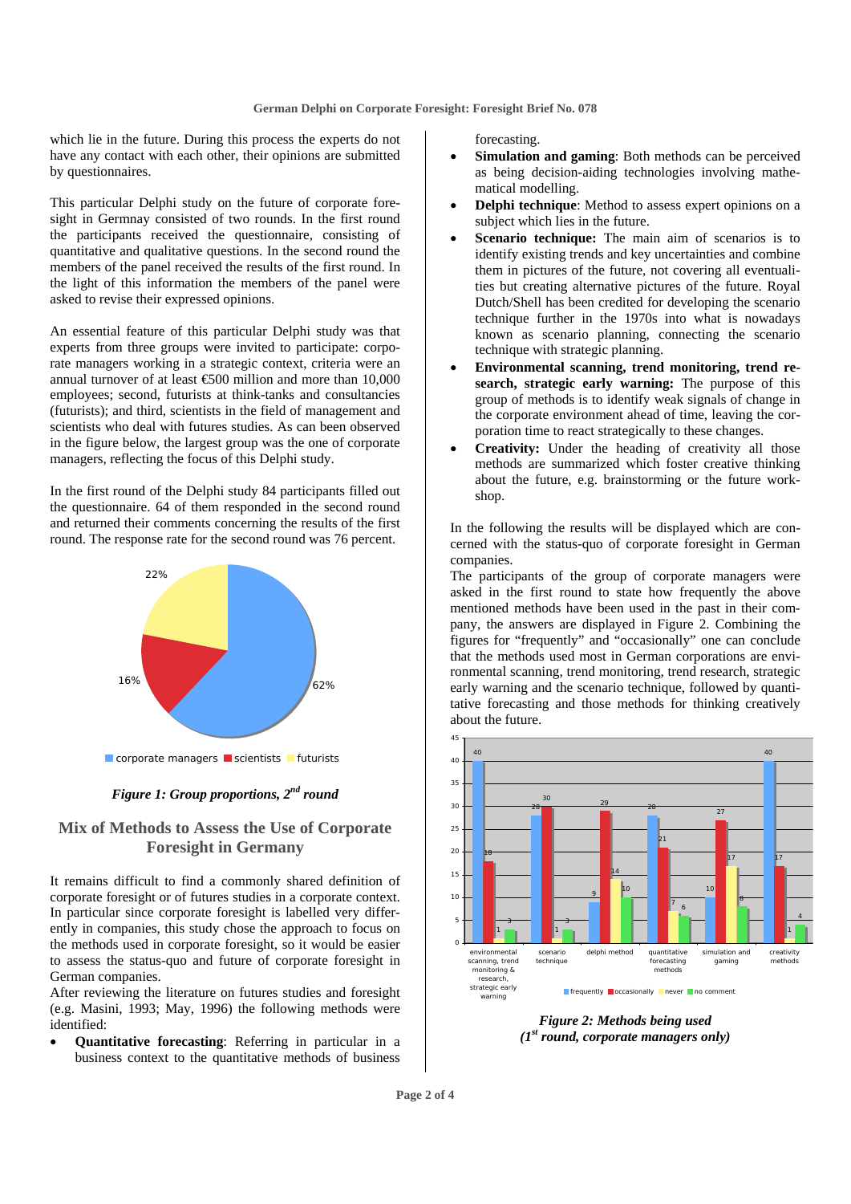which lie in the future. During this process the experts do not have any contact with each other, their opinions are submitted by questionnaires.

This particular Delphi study on the future of corporate foresight in Germnay consisted of two rounds. In the first round the participants received the questionnaire, consisting of quantitative and qualitative questions. In the second round the members of the panel received the results of the first round. In the light of this information the members of the panel were asked to revise their expressed opinions.

An essential feature of this particular Delphi study was that experts from three groups were invited to participate: corporate managers working in a strategic context, criteria were an annual turnover of at least €500 million and more than 10,000 employees; second, futurists at think-tanks and consultancies (futurists); and third, scientists in the field of management and scientists who deal with futures studies. As can been observed in the figure below, the largest group was the one of corporate managers, reflecting the focus of this Delphi study.

In the first round of the Delphi study 84 participants filled out the questionnaire. 64 of them responded in the second round and returned their comments concerning the results of the first round. The response rate for the second round was 76 percent.

| Group | Share |
|---|---|
| corporate managers | 62% |
| scientists | 16% |
| futurists | 22% |

*Figure 1: Group proportions, 2nd round*

## Mix of Methods to Assess the Use of Corporate Foresight in Germany

It remains difficult to find a commonly shared definition of corporate foresight or of futures studies in a corporate context. In particular since corporate foresight is labelled very differently in companies, this study chose the approach to focus on the methods used in corporate foresight, so it would be easier to assess the status-quo and future of corporate foresight in German companies.

After reviewing the literature on futures studies and foresight (e.g. Masini, 1993; May, 1996) the following methods were identified:

- **Quantitative forecasting**: Referring in particular in a business context to the quantitative methods of business forecasting.
- **Simulation and gaming**: Both methods can be perceived as being decision-aiding technologies involving mathematical modelling.
- **Delphi technique**: Method to assess expert opinions on a subject which lies in the future.
- **Scenario technique:** The main aim of scenarios is to identify existing trends and key uncertainties and combine them in pictures of the future, not covering all eventualities but creating alternative pictures of the future. Royal Dutch/Shell has been credited for developing the scenario technique further in the 1970s into what is nowadays known as scenario planning, connecting the scenario technique with strategic planning.
- **Environmental scanning, trend monitoring, trend research, strategic early warning:** The purpose of this group of methods is to identify weak signals of change in the corporate environment ahead of time, leaving the corporation time to react strategically to these changes.
- **Creativity:** Under the heading of creativity all those methods are summarized which foster creative thinking about the future, e.g. brainstorming or the future workshop.

In the following the results will be displayed which are concerned with the status-quo of corporate foresight in German companies.

The participants of the group of corporate managers were asked in the first round to state how frequently the above mentioned methods have been used in the past in their company, the answers are displayed in Figure 2. Combining the figures for "frequently" and "occasionally" one can conclude that the methods used most in German corporations are environmental scanning, trend monitoring, trend research, strategic early warning and the scenario technique, followed by quantitative forecasting and those methods for thinking creatively about the future.

| Method | frequently | occasionally | never | no comment |
|---|---|---|---|---|
| environmental scanning, trend monitoring & research, strategic early warning | 40 | 18 | 1 | 3 |
| scenario technique | 28 | 30 | 1 | 3 |
| delphi method | 9 | 29 | 14 | 10 |
| quantitative forecasting methods | 28 | 21 | 7 | 6 |
| simulation and gaming | 10 | 27 | 17 | 8 |
| creativity methods | 40 | 17 | 1 | 4 |

*Figure 2: Methods being used (1st round, corporate managers only)*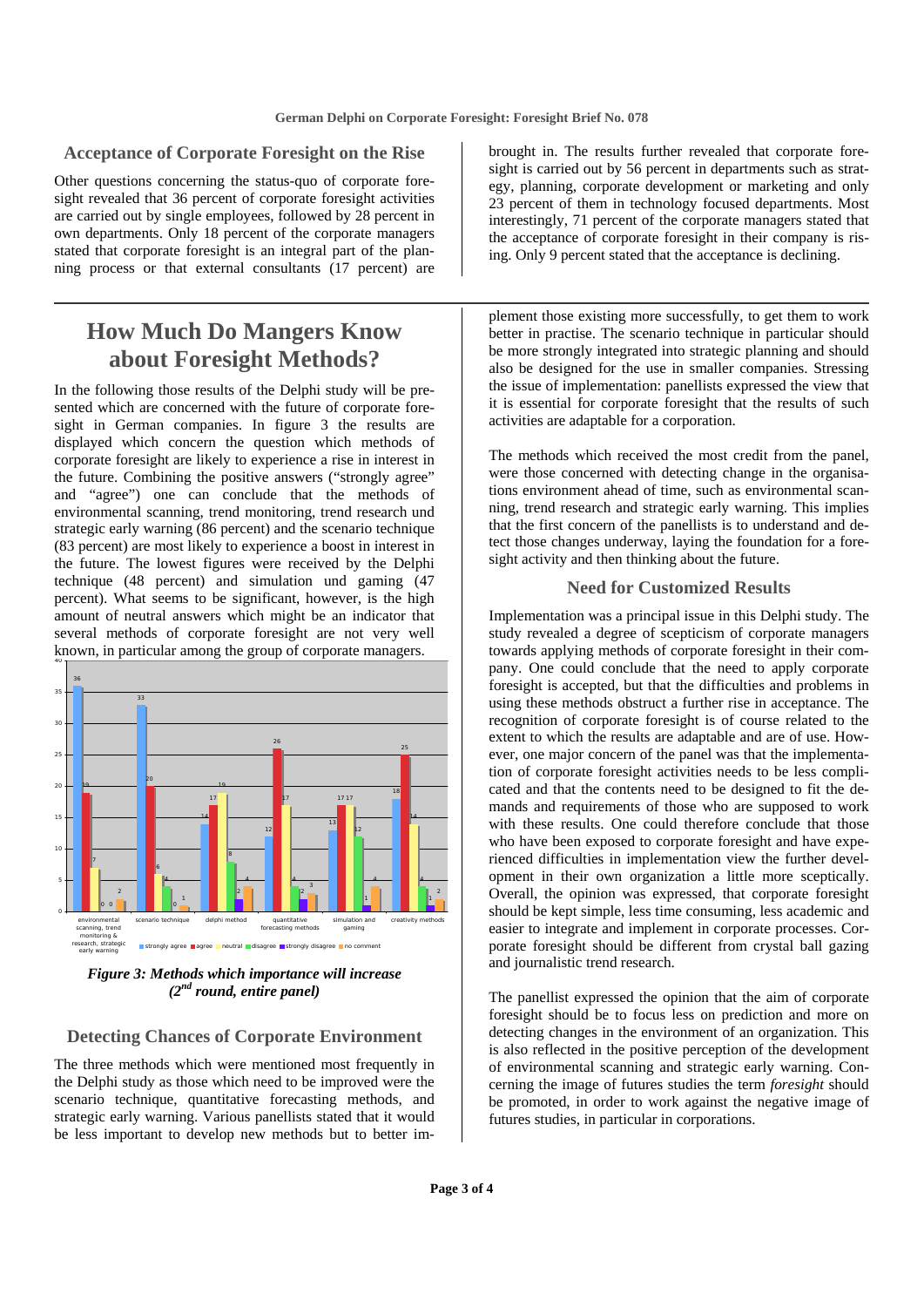### Acceptance of Corporate Foresight on the Rise

Other questions concerning the status-quo of corporate foresight revealed that 36 percent of corporate foresight activities are carried out by single employees, followed by 28 percent in own departments. Only 18 percent of the corporate managers stated that corporate foresight is an integral part of the planning process or that external consultants (17 percent) are brought in. The results further revealed that corporate foresight is carried out by 56 percent in departments such as strategy, planning, corporate development or marketing and only 23 percent of them in technology focused departments. Most interestingly, 71 percent of the corporate managers stated that the acceptance of corporate foresight in their company is rising. Only 9 percent stated that the acceptance is declining.

## How Much Do Mangers Know about Foresight Methods?

In the following those results of the Delphi study will be presented which are concerned with the future of corporate foresight in German companies. In figure 3 the results are displayed which concern the question which methods of corporate foresight are likely to experience a rise in interest in the future. Combining the positive answers ("strongly agree" and "agree") one can conclude that the methods of environmental scanning, trend monitoring, trend research und strategic early warning (86 percent) and the scenario technique (83 percent) are most likely to experience a boost in interest in the future. The lowest figures were received by the Delphi technique (48 percent) and simulation und gaming (47 percent). What seems to be significant, however, is the high amount of neutral answers which might be an indicator that several methods of corporate foresight are not very well known, in particular among the group of corporate managers.

***Figure 3: Methods which importance will increase (2nd round, entire panel)***

### Detecting Chances of Corporate Environment

The three methods which were mentioned most frequently in the Delphi study as those which need to be improved were the scenario technique, quantitative forecasting methods, and strategic early warning. Various panellists stated that it would be less important to develop new methods but to better implement those existing more successfully, to get them to work better in practise. The scenario technique in particular should be more strongly integrated into strategic planning and should also be designed for the use in smaller companies. Stressing the issue of implementation: panellists expressed the view that it is essential for corporate foresight that the results of such activities are adaptable for a corporation.

The methods which received the most credit from the panel, were those concerned with detecting change in the organisations environment ahead of time, such as environmental scanning, trend research and strategic early warning. This implies that the first concern of the panellists is to understand and detect those changes underway, laying the foundation for a foresight activity and then thinking about the future.

### Need for Customized Results

Implementation was a principal issue in this Delphi study. The study revealed a degree of scepticism of corporate managers towards applying methods of corporate foresight in their company. One could conclude that the need to apply corporate foresight is accepted, but that the difficulties and problems in using these methods obstruct a further rise in acceptance. The recognition of corporate foresight is of course related to the extent to which the results are adaptable and are of use. However, one major concern of the panel was that the implementation of corporate foresight activities needs to be less complicated and that the contents need to be designed to fit the demands and requirements of those who are supposed to work with these results. One could therefore conclude that those who have been exposed to corporate foresight and have experienced difficulties in implementation view the further development in their own organization a little more sceptically. Overall, the opinion was expressed, that corporate foresight should be kept simple, less time consuming, less academic and easier to integrate and implement in corporate processes. Corporate foresight should be different from crystal ball gazing and journalistic trend research.

The panellist expressed the opinion that the aim of corporate foresight should be to focus less on prediction and more on detecting changes in the environment of an organization. This is also reflected in the positive perception of the development of environmental scanning and strategic early warning. Concerning the image of futures studies the term *foresight* should be promoted, in order to work against the negative image of futures studies, in particular in corporations.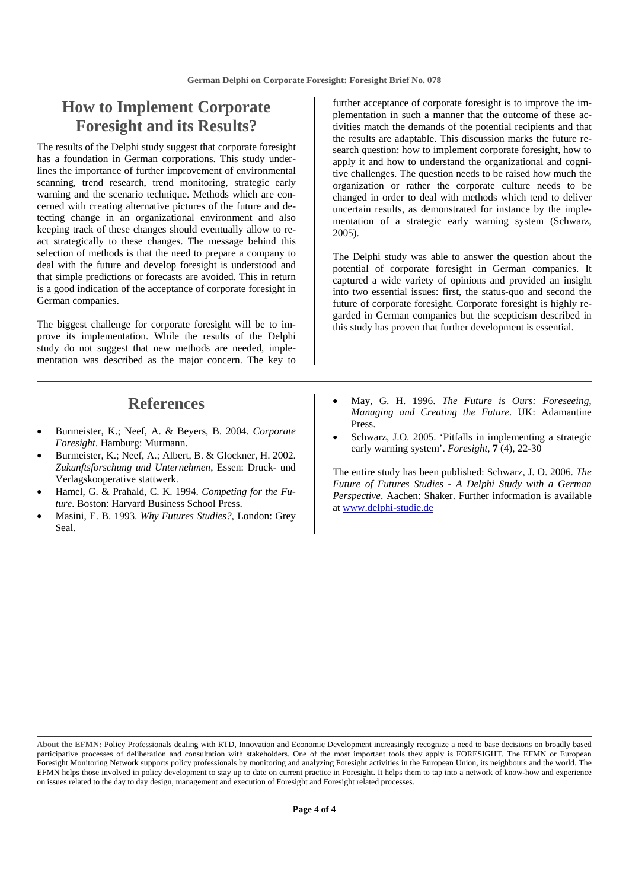## How to Implement Corporate Foresight and its Results?

The results of the Delphi study suggest that corporate foresight has a foundation in German corporations. This study underlines the importance of further improvement of environmental scanning, trend research, trend monitoring, strategic early warning and the scenario technique. Methods which are concerned with creating alternative pictures of the future and detecting change in an organizational environment and also keeping track of these changes should eventually allow to react strategically to these changes. The message behind this selection of methods is that the need to prepare a company to deal with the future and develop foresight is understood and that simple predictions or forecasts are avoided. This in return is a good indication of the acceptance of corporate foresight in German companies.

The biggest challenge for corporate foresight will be to improve its implementation. While the results of the Delphi study do not suggest that new methods are needed, implementation was described as the major concern. The key to further acceptance of corporate foresight is to improve the implementation in such a manner that the outcome of these activities match the demands of the potential recipients and that the results are adaptable. This discussion marks the future research question: how to implement corporate foresight, how to apply it and how to understand the organizational and cognitive challenges. The question needs to be raised how much the organization or rather the corporate culture needs to be changed in order to deal with methods which tend to deliver uncertain results, as demonstrated for instance by the implementation of a strategic early warning system (Schwarz, 2005).

The Delphi study was able to answer the question about the potential of corporate foresight in German companies. It captured a wide variety of opinions and provided an insight into two essential issues: first, the status-quo and second the future of corporate foresight. Corporate foresight is highly regarded in German companies but the scepticism described in this study has proven that further development is essential.

## References

- Burmeister, K.; Neef, A. & Beyers, B. 2004. *Corporate Foresight*. Hamburg: Murmann.
- Burmeister, K.; Neef, A.; Albert, B. & Glockner, H. 2002. *Zukunftsforschung und Unternehmen*, Essen: Druck- und Verlagskooperative stattwerk.
- Hamel, G. & Prahald, C. K. 1994. *Competing for the Future*. Boston: Harvard Business School Press.
- Masini, E. B. 1993. *Why Futures Studies?*, London: Grey Seal.
- May, G. H. 1996. *The Future is Ours: Foreseeing, Managing and Creating the Future*. UK: Adamantine Press.
- Schwarz, J.O. 2005. 'Pitfalls in implementing a strategic early warning system'. *Foresight*, **7** (4), 22-30

The entire study has been published: Schwarz, J. O. 2006. *The Future of Futures Studies - A Delphi Study with a German Perspective*. Aachen: Shaker. Further information is available at www.delphi-studie.de

**About the EFMN:** Policy Professionals dealing with RTD, Innovation and Economic Development increasingly recognize a need to base decisions on broadly based participative processes of deliberation and consultation with stakeholders. One of the most important tools they apply is FORESIGHT. The EFMN or European Foresight Monitoring Network supports policy professionals by monitoring and analyzing Foresight activities in the European Union, its neighbours and the world. The EFMN helps those involved in policy development to stay up to date on current practice in Foresight. It helps them to tap into a network of know-how and experience on issues related to the day to day design, management and execution of Foresight and Foresight related processes.